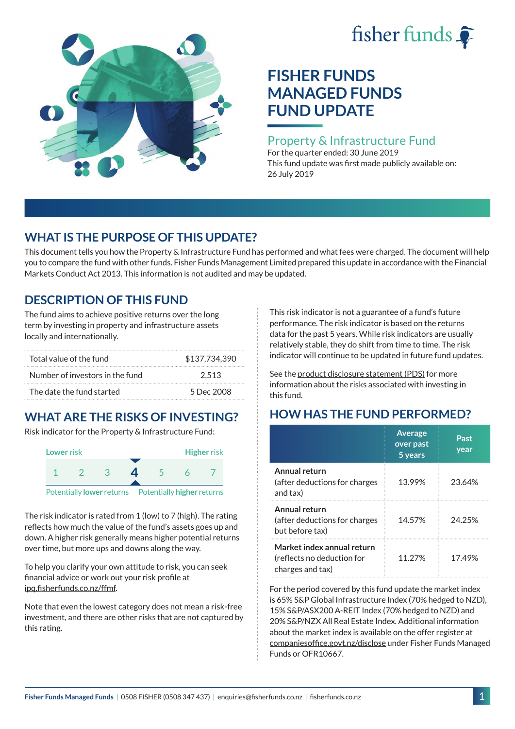fisher funds

# FISHER FUNDS MANAGED FUNDS FUND UPDATE

## Property & Infrastructure Fund

For the quarter ended: 30 June 2019

This fund update was first made publicly available on: 26 July 2019

## WHAT IS THE PURPOSE OF THIS UPDATE?

This document tells you how the Property & Infrastructure Fund has performed and what fees were charged. The document will help you to compare the fund with other funds. Fisher Funds Management Limited prepared this update in accordance with the Financial Markets Conduct Act 2013. This information is not audited and may be updated.

## DESCRIPTION OF THIS FUND

The fund aims to achieve positive returns over the long term by investing in property and infrastructure assets locally and internationally.

| | |
|---|---|
| Total value of the fund | $137,734,390 |
| Number of investors in the fund | 2,513 |
| The date the fund started | 5 Dec 2008 |

## WHAT ARE THE RISKS OF INVESTING?

Risk indicator for the Property & Infrastructure Fund:

| Lower risk | | | | | | Higher risk |
|---|---|---|---|---|---|---|
| 1 | 2 | 3 | **4** | 5 | 6 | 7 |

Potentially **lower** returns — Potentially **higher** returns

The risk indicator is rated from 1 (low) to 7 (high). The rating reflects how much the value of the fund's assets goes up and down. A higher risk generally means higher potential returns over time, but more ups and downs along the way.

To help you clarify your own attitude to risk, you can seek financial advice or work out your risk profile at ipq.fisherfunds.co.nz/ffmf.

Note that even the lowest category does not mean a risk-free investment, and there are other risks that are not captured by this rating.

This risk indicator is not a guarantee of a fund's future performance. The risk indicator is based on the returns data for the past 5 years. While risk indicators are usually relatively stable, they do shift from time to time. The risk indicator will continue to be updated in future fund updates.

See the product disclosure statement (PDS) for more information about the risks associated with investing in this fund.

## HOW HAS THE FUND PERFORMED?

| | Average over past 5 years | Past year |
|---|---|---|
| **Annual return** (after deductions for charges and tax) | 13.99% | 23.64% |
| **Annual return** (after deductions for charges but before tax) | 14.57% | 24.25% |
| **Market index annual return** (reflects no deduction for charges and tax) | 11.27% | 17.49% |

For the period covered by this fund update the market index is 65% S&P Global Infrastructure Index (70% hedged to NZD), 15% S&P/ASX200 A-REIT Index (70% hedged to NZD) and 20% S&P/NZX All Real Estate Index. Additional information about the market index is available on the offer register at companiesoffice.govt.nz/disclose under Fisher Funds Managed Funds or OFR10667.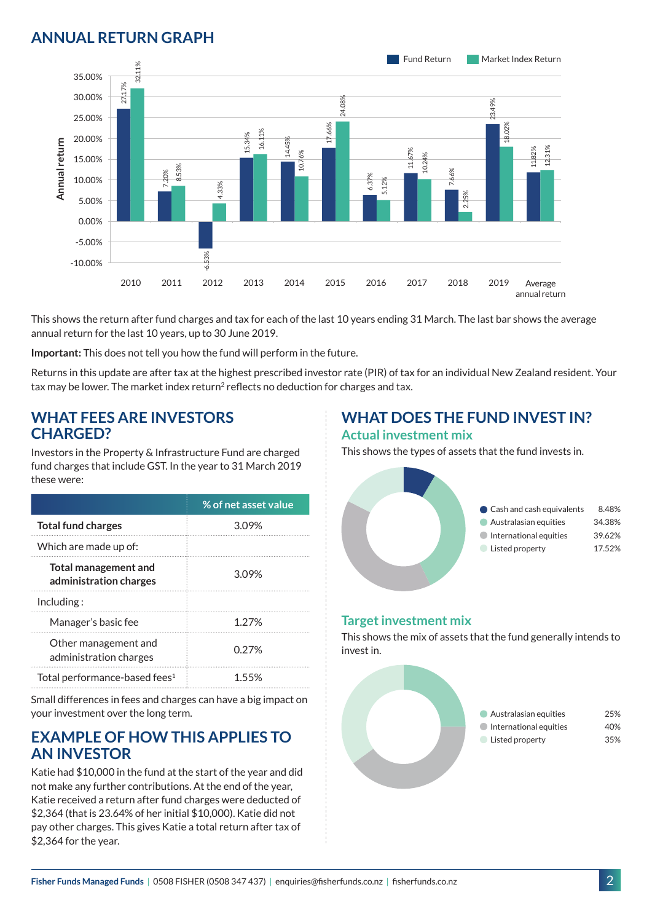## ANNUAL RETURN GRAPH

| Year | Fund Return | Market Index Return |
|---|---|---|
| 2010 | 27.17% | 32.11% |
| 2011 | 7.20% | 8.53% |
| 2012 | -6.53% | 4.33% |
| 2013 | 15.34% | 16.11% |
| 2014 | 14.45% | 10.76% |
| 2015 | 17.66% | 24.08% |
| 2016 | 6.37% | 5.12% |
| 2017 | 11.67% | 10.24% |
| 2018 | 7.66% | 2.25% |
| 2019 | 23.49% | 18.02% |
| Average annual return | 11.82% | 12.31% |

This shows the return after fund charges and tax for each of the last 10 years ending 31 March. The last bar shows the average annual return for the last 10 years, up to 30 June 2019.

**Important:** This does not tell you how the fund will perform in the future.

Returns in this update are after tax at the highest prescribed investor rate (PIR) of tax for an individual New Zealand resident. Your tax may be lower. The market index return[2] reflects no deduction for charges and tax.

## WHAT FEES ARE INVESTORS CHARGED?

Investors in the Property & Infrastructure Fund are charged fund charges that include GST. In the year to 31 March 2019 these were:

| | % of net asset value |
|---|---|
| **Total fund charges** | 3.09% |
| Which are made up of: | |
| **Total management and administration charges** | 3.09% |
| Including: | |
| Manager's basic fee | 1.27% |
| Other management and administration charges | 0.27% |
| Total performance-based fees[1] | 1.55% |

Small differences in fees and charges can have a big impact on your investment over the long term.

## EXAMPLE OF HOW THIS APPLIES TO AN INVESTOR

Katie had $10,000 in the fund at the start of the year and did not make any further contributions. At the end of the year, Katie received a return after fund charges were deducted of $2,364 (that is 23.64% of her initial $10,000). Katie did not pay other charges. This gives Katie a total return after tax of $2,364 for the year.

## WHAT DOES THE FUND INVEST IN?

### Actual investment mix

This shows the types of assets that the fund invests in.

| Asset | % |
|---|---|
| Cash and cash equivalents | 8.48% |
| Australasian equities | 34.38% |
| International equities | 39.62% |
| Listed property | 17.52% |

### Target investment mix

This shows the mix of assets that the fund generally intends to invest in.

| Asset | % |
|---|---|
| Australasian equities | 25% |
| International equities | 40% |
| Listed property | 35% |

**Fisher Funds Managed Funds** | 0508 FISHER (0508 347 437) | enquiries@fisherfunds.co.nz | fisherfunds.co.nz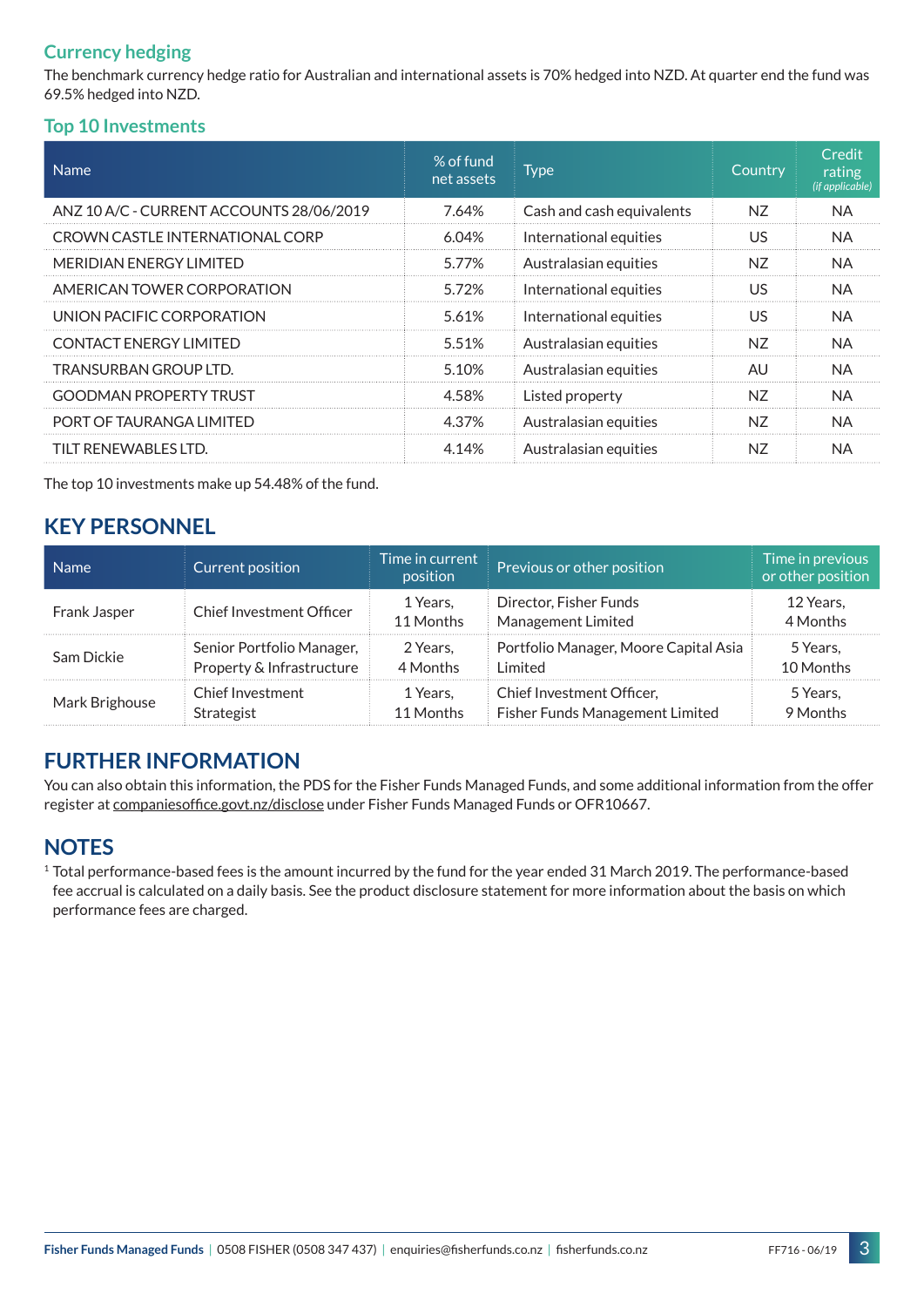## Currency hedging

The benchmark currency hedge ratio for Australian and international assets is 70% hedged into NZD. At quarter end the fund was 69.5% hedged into NZD.

## Top 10 Investments

| Name | % of fund net assets | Type | Country | Credit rating *(if applicable)* |
|---|---|---|---|---|
| ANZ 10 A/C - CURRENT ACCOUNTS 28/06/2019 | 7.64% | Cash and cash equivalents | NZ | NA |
| CROWN CASTLE INTERNATIONAL CORP | 6.04% | International equities | US | NA |
| MERIDIAN ENERGY LIMITED | 5.77% | Australasian equities | NZ | NA |
| AMERICAN TOWER CORPORATION | 5.72% | International equities | US | NA |
| UNION PACIFIC CORPORATION | 5.61% | International equities | US | NA |
| CONTACT ENERGY LIMITED | 5.51% | Australasian equities | NZ | NA |
| TRANSURBAN GROUP LTD. | 5.10% | Australasian equities | AU | NA |
| GOODMAN PROPERTY TRUST | 4.58% | Listed property | NZ | NA |
| PORT OF TAURANGA LIMITED | 4.37% | Australasian equities | NZ | NA |
| TILT RENEWABLES LTD. | 4.14% | Australasian equities | NZ | NA |

The top 10 investments make up 54.48% of the fund.

## KEY PERSONNEL

| Name | Current position | Time in current position | Previous or other position | Time in previous or other position |
|---|---|---|---|---|
| Frank Jasper | Chief Investment Officer | 1 Years, 11 Months | Director, Fisher Funds Management Limited | 12 Years, 4 Months |
| Sam Dickie | Senior Portfolio Manager, Property & Infrastructure | 2 Years, 4 Months | Portfolio Manager, Moore Capital Asia Limited | 5 Years, 10 Months |
| Mark Brighouse | Chief Investment Strategist | 1 Years, 11 Months | Chief Investment Officer, Fisher Funds Management Limited | 5 Years, 9 Months |

## FURTHER INFORMATION

You can also obtain this information, the PDS for the Fisher Funds Managed Funds, and some additional information from the offer register at companiesoffice.govt.nz/disclose under Fisher Funds Managed Funds or OFR10667.

## NOTES

[1] Total performance-based fees is the amount incurred by the fund for the year ended 31 March 2019. The performance-based fee accrual is calculated on a daily basis. See the product disclosure statement for more information about the basis on which performance fees are charged.